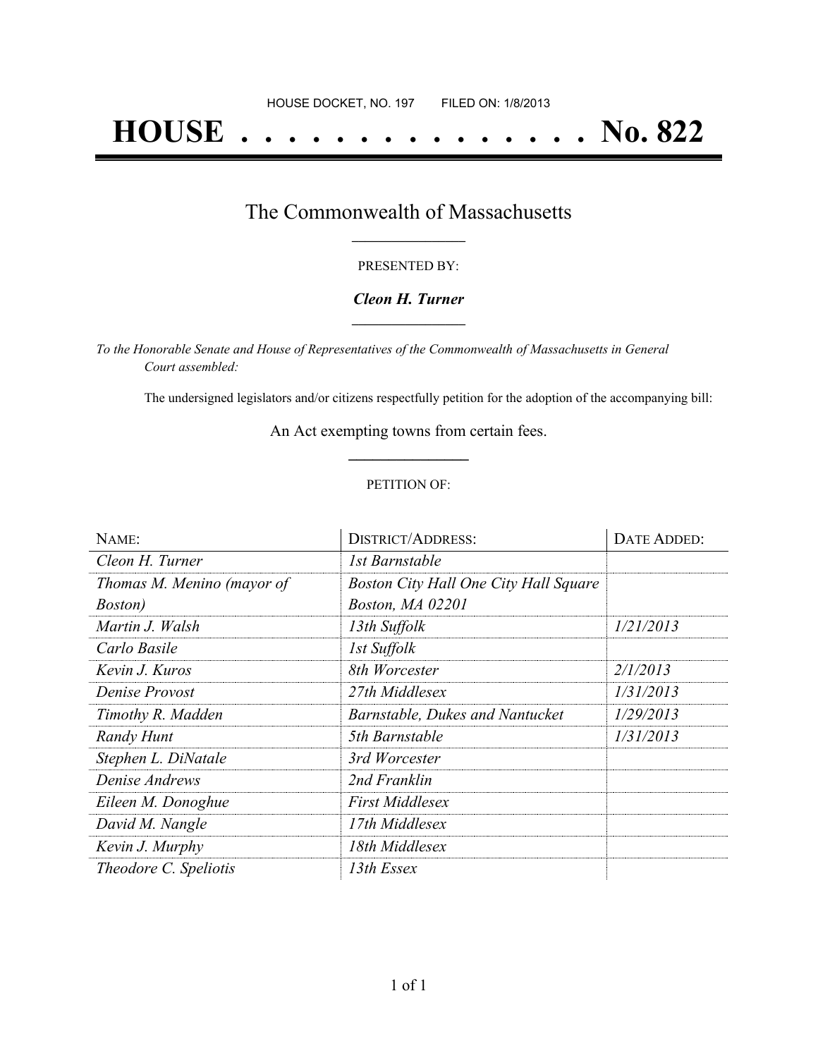HOUSE DOCKET, NO. 197 FILED ON: 1/8/2013

# HOUSE . . . . . . . . . . . . . . . No. 822

## The Commonwealth of Massachusetts

PRESENTED BY:

***Cleon H. Turner***

*To the Honorable Senate and House of Representatives of the Commonwealth of Massachusetts in General Court assembled:*

The undersigned legislators and/or citizens respectfully petition for the adoption of the accompanying bill:

An Act exempting towns from certain fees.

PETITION OF:

| NAME: | DISTRICT/ADDRESS: | DATE ADDED: |
|---|---|---|
| *Cleon H. Turner* | *1st Barnstable* | |
| *Thomas M. Menino (mayor of Boston)* | *Boston City Hall One City Hall Square Boston, MA 02201* | |
| *Martin J. Walsh* | *13th Suffolk* | *1/21/2013* |
| *Carlo Basile* | *1st Suffolk* | |
| *Kevin J. Kuros* | *8th Worcester* | *2/1/2013* |
| *Denise Provost* | *27th Middlesex* | *1/31/2013* |
| *Timothy R. Madden* | *Barnstable, Dukes and Nantucket* | *1/29/2013* |
| *Randy Hunt* | *5th Barnstable* | *1/31/2013* |
| *Stephen L. DiNatale* | *3rd Worcester* | |
| *Denise Andrews* | *2nd Franklin* | |
| *Eileen M. Donoghue* | *First Middlesex* | |
| *David M. Nangle* | *17th Middlesex* | |
| *Kevin J. Murphy* | *18th Middlesex* | |
| *Theodore C. Speliotis* | *13th Essex* | |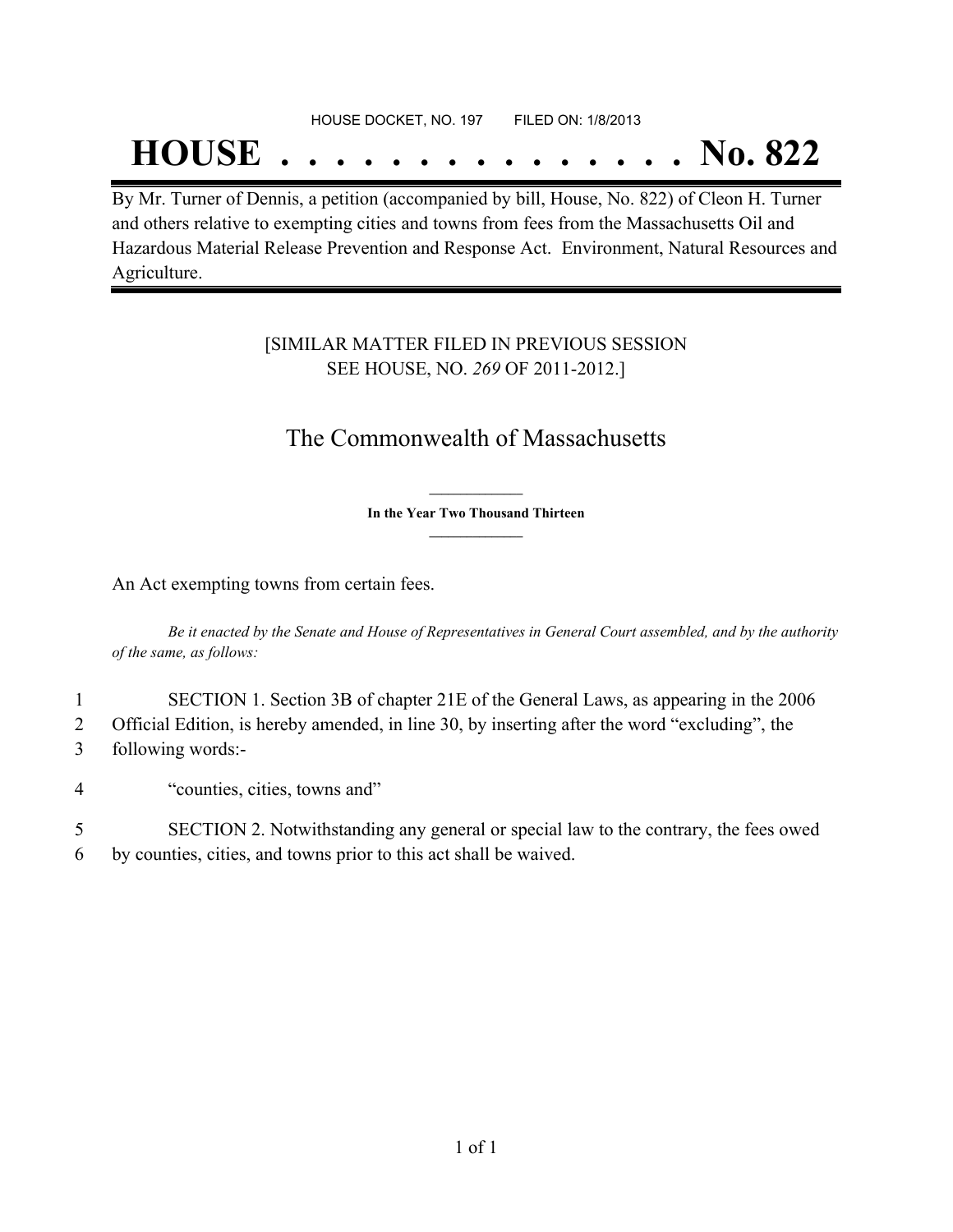HOUSE DOCKET, NO. 197 FILED ON: 1/8/2013

# HOUSE . . . . . . . . . . . . . . . No. 822

By Mr. Turner of Dennis, a petition (accompanied by bill, House, No. 822) of Cleon H. Turner and others relative to exempting cities and towns from fees from the Massachusetts Oil and Hazardous Material Release Prevention and Response Act. Environment, Natural Resources and Agriculture.

[SIMILAR MATTER FILED IN PREVIOUS SESSION
SEE HOUSE, NO. *269* OF 2011-2012.]

## The Commonwealth of Massachusetts

**In the Year Two Thousand Thirteen**

An Act exempting towns from certain fees.

*Be it enacted by the Senate and House of Representatives in General Court assembled, and by the authority of the same, as follows:*

1 SECTION 1. Section 3B of chapter 21E of the General Laws, as appearing in the 2006
2 Official Edition, is hereby amended, in line 30, by inserting after the word "excluding", the
3 following words:-

4 "counties, cities, towns and"

5 SECTION 2. Notwithstanding any general or special law to the contrary, the fees owed
6 by counties, cities, and towns prior to this act shall be waived.